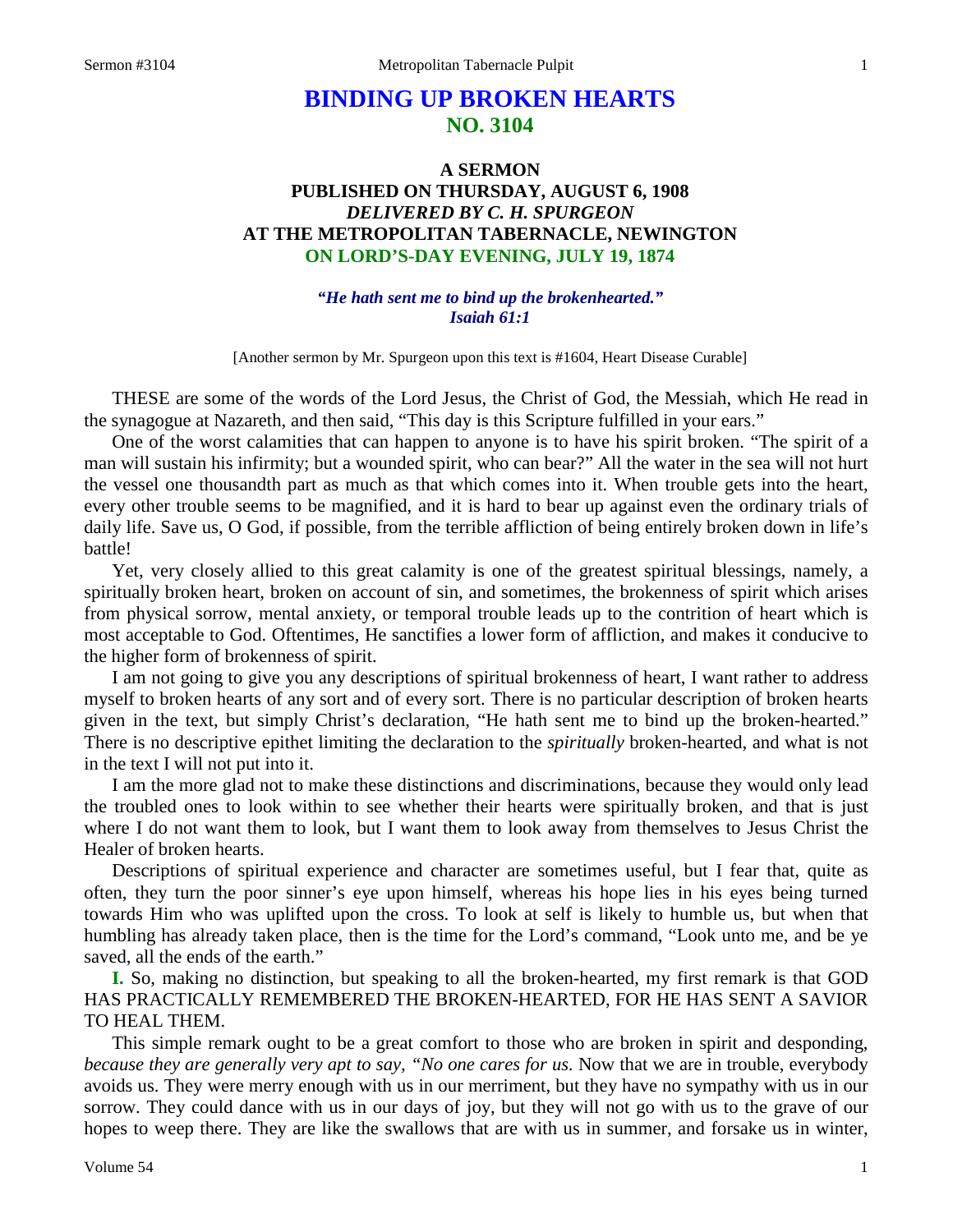# BINDING UP BROKEN HEARTS
## NO. 3104

### A SERMON
### PUBLISHED ON THURSDAY, AUGUST 6, 1908
### *DELIVERED BY C. H. SPURGEON*
### AT THE METROPOLITAN TABERNACLE, NEWINGTON
### ON LORD'S-DAY EVENING, JULY 19, 1874

***"He hath sent me to bind up the brokenhearted." Isaiah 61:1***

[Another sermon by Mr. Spurgeon upon this text is #1604, Heart Disease Curable]

THESE are some of the words of the Lord Jesus, the Christ of God, the Messiah, which He read in the synagogue at Nazareth, and then said, "This day is this Scripture fulfilled in your ears."

One of the worst calamities that can happen to anyone is to have his spirit broken. "The spirit of a man will sustain his infirmity; but a wounded spirit, who can bear?" All the water in the sea will not hurt the vessel one thousandth part as much as that which comes into it. When trouble gets into the heart, every other trouble seems to be magnified, and it is hard to bear up against even the ordinary trials of daily life. Save us, O God, if possible, from the terrible affliction of being entirely broken down in life's battle!

Yet, very closely allied to this great calamity is one of the greatest spiritual blessings, namely, a spiritually broken heart, broken on account of sin, and sometimes, the brokenness of spirit which arises from physical sorrow, mental anxiety, or temporal trouble leads up to the contrition of heart which is most acceptable to God. Oftentimes, He sanctifies a lower form of affliction, and makes it conducive to the higher form of brokenness of spirit.

I am not going to give you any descriptions of spiritual brokenness of heart, I want rather to address myself to broken hearts of any sort and of every sort. There is no particular description of broken hearts given in the text, but simply Christ's declaration, "He hath sent me to bind up the broken-hearted." There is no descriptive epithet limiting the declaration to the *spiritually* broken-hearted, and what is not in the text I will not put into it.

I am the more glad not to make these distinctions and discriminations, because they would only lead the troubled ones to look within to see whether their hearts were spiritually broken, and that is just where I do not want them to look, but I want them to look away from themselves to Jesus Christ the Healer of broken hearts.

Descriptions of spiritual experience and character are sometimes useful, but I fear that, quite as often, they turn the poor sinner's eye upon himself, whereas his hope lies in his eyes being turned towards Him who was uplifted upon the cross. To look at self is likely to humble us, but when that humbling has already taken place, then is the time for the Lord's command, "Look unto me, and be ye saved, all the ends of the earth."

**I.** So, making no distinction, but speaking to all the broken-hearted, my first remark is that GOD HAS PRACTICALLY REMEMBERED THE BROKEN-HEARTED, FOR HE HAS SENT A SAVIOR TO HEAL THEM.

This simple remark ought to be a great comfort to those who are broken in spirit and desponding, *because they are generally very apt to say, "No one cares for us.* Now that we are in trouble, everybody avoids us. They were merry enough with us in our merriment, but they have no sympathy with us in our sorrow. They could dance with us in our days of joy, but they will not go with us to the grave of our hopes to weep there. They are like the swallows that are with us in summer, and forsake us in winter,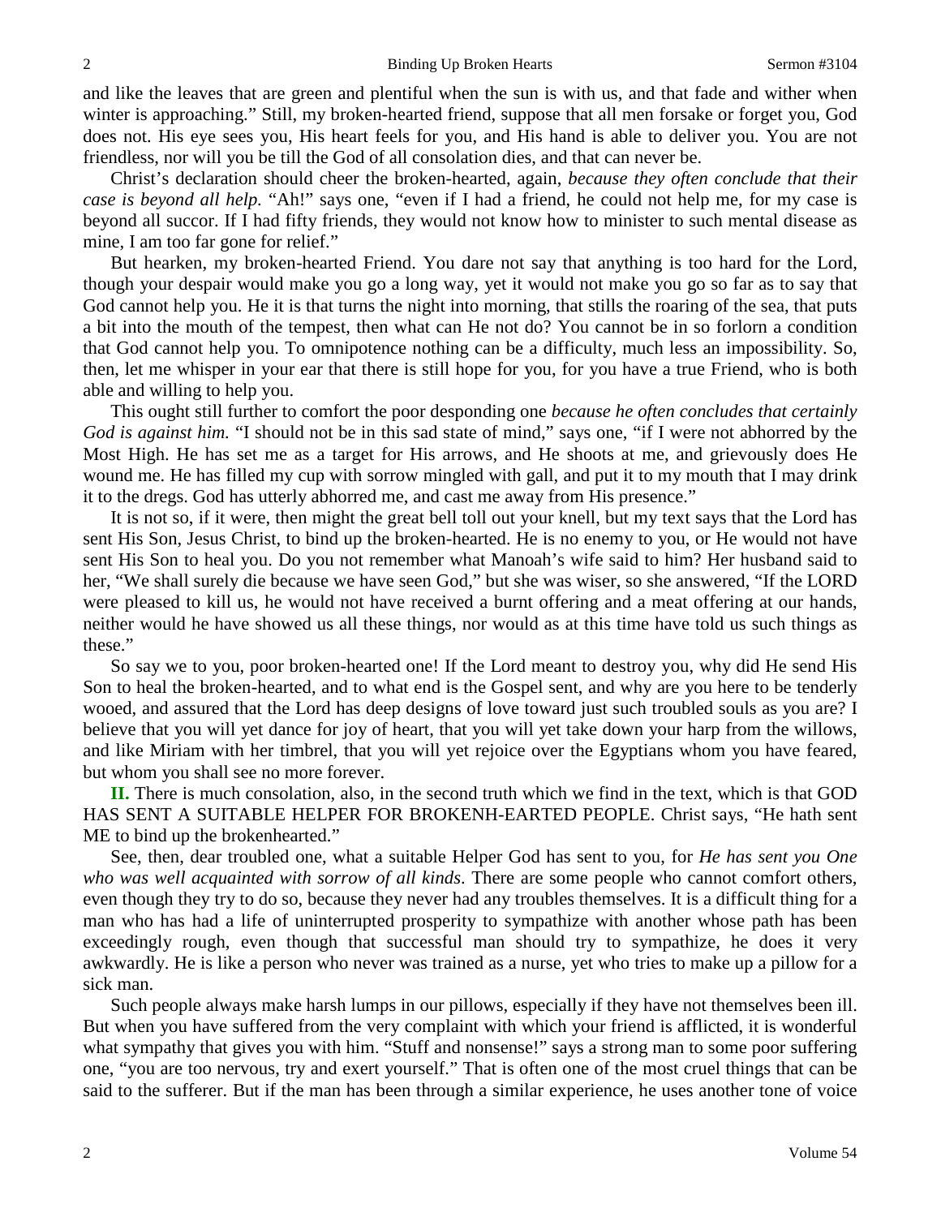and like the leaves that are green and plentiful when the sun is with us, and that fade and wither when winter is approaching." Still, my broken-hearted friend, suppose that all men forsake or forget you, God does not. His eye sees you, His heart feels for you, and His hand is able to deliver you. You are not friendless, nor will you be till the God of all consolation dies, and that can never be.

Christ's declaration should cheer the broken-hearted, again, *because they often conclude that their case is beyond all help.* "Ah!" says one, "even if I had a friend, he could not help me, for my case is beyond all succor. If I had fifty friends, they would not know how to minister to such mental disease as mine, I am too far gone for relief."

But hearken, my broken-hearted Friend. You dare not say that anything is too hard for the Lord, though your despair would make you go a long way, yet it would not make you go so far as to say that God cannot help you. He it is that turns the night into morning, that stills the roaring of the sea, that puts a bit into the mouth of the tempest, then what can He not do? You cannot be in so forlorn a condition that God cannot help you. To omnipotence nothing can be a difficulty, much less an impossibility. So, then, let me whisper in your ear that there is still hope for you, for you have a true Friend, who is both able and willing to help you.

This ought still further to comfort the poor desponding one *because he often concludes that certainly God is against him.* "I should not be in this sad state of mind," says one, "if I were not abhorred by the Most High. He has set me as a target for His arrows, and He shoots at me, and grievously does He wound me. He has filled my cup with sorrow mingled with gall, and put it to my mouth that I may drink it to the dregs. God has utterly abhorred me, and cast me away from His presence."

It is not so, if it were, then might the great bell toll out your knell, but my text says that the Lord has sent His Son, Jesus Christ, to bind up the broken-hearted. He is no enemy to you, or He would not have sent His Son to heal you. Do you not remember what Manoah's wife said to him? Her husband said to her, "We shall surely die because we have seen God," but she was wiser, so she answered, "If the LORD were pleased to kill us, he would not have received a burnt offering and a meat offering at our hands, neither would he have showed us all these things, nor would as at this time have told us such things as these."

So say we to you, poor broken-hearted one! If the Lord meant to destroy you, why did He send His Son to heal the broken-hearted, and to what end is the Gospel sent, and why are you here to be tenderly wooed, and assured that the Lord has deep designs of love toward just such troubled souls as you are? I believe that you will yet dance for joy of heart, that you will yet take down your harp from the willows, and like Miriam with her timbrel, that you will yet rejoice over the Egyptians whom you have feared, but whom you shall see no more forever.

**II.** There is much consolation, also, in the second truth which we find in the text, which is that GOD HAS SENT A SUITABLE HELPER FOR BROKENH-EARTED PEOPLE. Christ says, "He hath sent ME to bind up the brokenhearted."

See, then, dear troubled one, what a suitable Helper God has sent to you, for *He has sent you One who was well acquainted with sorrow of all kinds*. There are some people who cannot comfort others, even though they try to do so, because they never had any troubles themselves. It is a difficult thing for a man who has had a life of uninterrupted prosperity to sympathize with another whose path has been exceedingly rough, even though that successful man should try to sympathize, he does it very awkwardly. He is like a person who never was trained as a nurse, yet who tries to make up a pillow for a sick man.

Such people always make harsh lumps in our pillows, especially if they have not themselves been ill. But when you have suffered from the very complaint with which your friend is afflicted, it is wonderful what sympathy that gives you with him. "Stuff and nonsense!" says a strong man to some poor suffering one, "you are too nervous, try and exert yourself." That is often one of the most cruel things that can be said to the sufferer. But if the man has been through a similar experience, he uses another tone of voice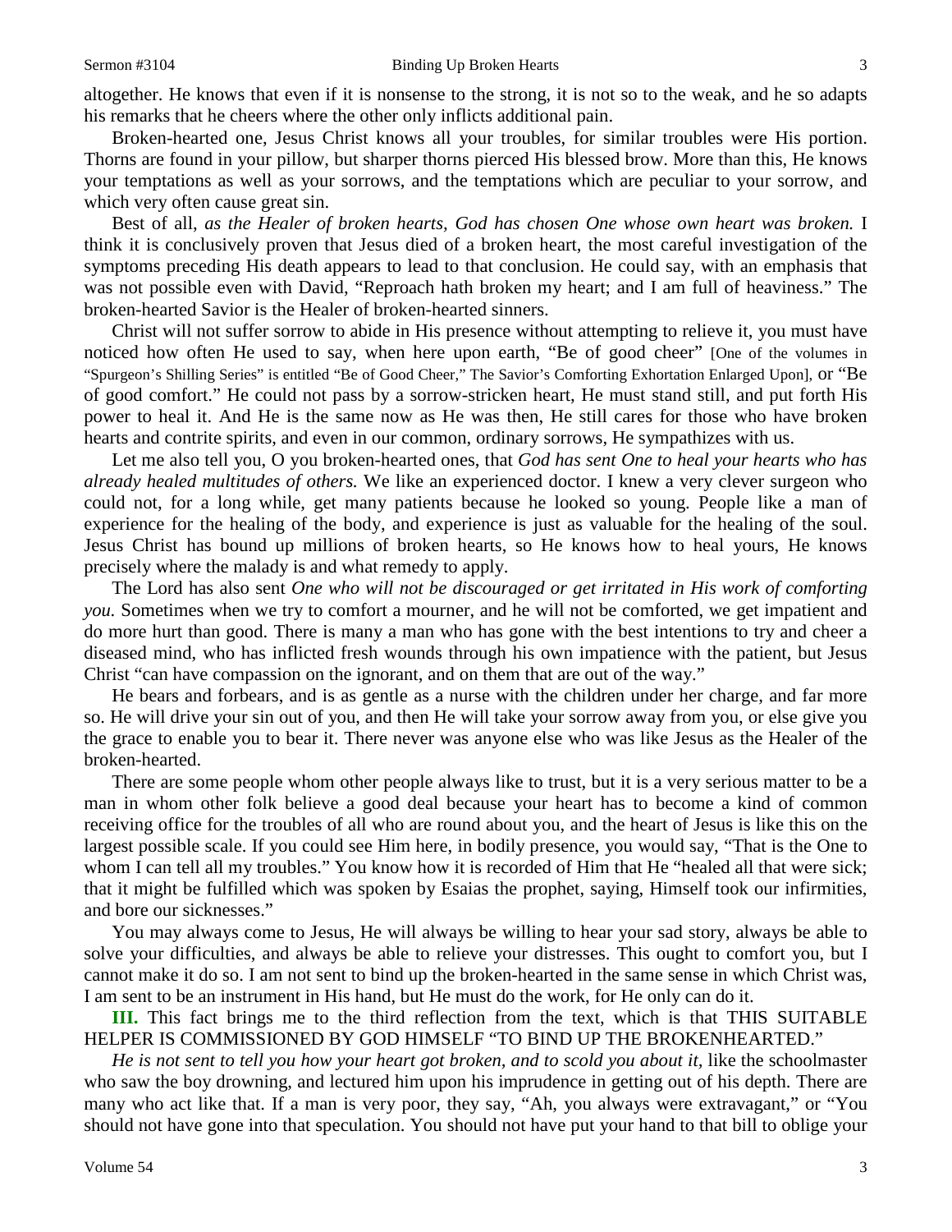altogether. He knows that even if it is nonsense to the strong, it is not so to the weak, and he so adapts his remarks that he cheers where the other only inflicts additional pain.

Broken-hearted one, Jesus Christ knows all your troubles, for similar troubles were His portion. Thorns are found in your pillow, but sharper thorns pierced His blessed brow. More than this, He knows your temptations as well as your sorrows, and the temptations which are peculiar to your sorrow, and which very often cause great sin.

Best of all, *as the Healer of broken hearts, God has chosen One whose own heart was broken.* I think it is conclusively proven that Jesus died of a broken heart, the most careful investigation of the symptoms preceding His death appears to lead to that conclusion. He could say, with an emphasis that was not possible even with David, "Reproach hath broken my heart; and I am full of heaviness." The broken-hearted Savior is the Healer of broken-hearted sinners.

Christ will not suffer sorrow to abide in His presence without attempting to relieve it, you must have noticed how often He used to say, when here upon earth, "Be of good cheer" [One of the volumes in "Spurgeon's Shilling Series" is entitled "Be of Good Cheer," The Savior's Comforting Exhortation Enlarged Upon], or "Be of good comfort." He could not pass by a sorrow-stricken heart, He must stand still, and put forth His power to heal it. And He is the same now as He was then, He still cares for those who have broken hearts and contrite spirits, and even in our common, ordinary sorrows, He sympathizes with us.

Let me also tell you, O you broken-hearted ones, that *God has sent One to heal your hearts who has already healed multitudes of others.* We like an experienced doctor. I knew a very clever surgeon who could not, for a long while, get many patients because he looked so young. People like a man of experience for the healing of the body, and experience is just as valuable for the healing of the soul. Jesus Christ has bound up millions of broken hearts, so He knows how to heal yours, He knows precisely where the malady is and what remedy to apply.

The Lord has also sent *One who will not be discouraged or get irritated in His work of comforting you.* Sometimes when we try to comfort a mourner, and he will not be comforted, we get impatient and do more hurt than good. There is many a man who has gone with the best intentions to try and cheer a diseased mind, who has inflicted fresh wounds through his own impatience with the patient, but Jesus Christ "can have compassion on the ignorant, and on them that are out of the way."

He bears and forbears, and is as gentle as a nurse with the children under her charge, and far more so. He will drive your sin out of you, and then He will take your sorrow away from you, or else give you the grace to enable you to bear it. There never was anyone else who was like Jesus as the Healer of the broken-hearted.

There are some people whom other people always like to trust, but it is a very serious matter to be a man in whom other folk believe a good deal because your heart has to become a kind of common receiving office for the troubles of all who are round about you, and the heart of Jesus is like this on the largest possible scale. If you could see Him here, in bodily presence, you would say, "That is the One to whom I can tell all my troubles." You know how it is recorded of Him that He "healed all that were sick; that it might be fulfilled which was spoken by Esaias the prophet, saying, Himself took our infirmities, and bore our sicknesses."

You may always come to Jesus, He will always be willing to hear your sad story, always be able to solve your difficulties, and always be able to relieve your distresses. This ought to comfort you, but I cannot make it do so. I am not sent to bind up the broken-hearted in the same sense in which Christ was, I am sent to be an instrument in His hand, but He must do the work, for He only can do it.

**III.** This fact brings me to the third reflection from the text, which is that THIS SUITABLE HELPER IS COMMISSIONED BY GOD HIMSELF "TO BIND UP THE BROKENHEARTED."

*He is not sent to tell you how your heart got broken, and to scold you about it,* like the schoolmaster who saw the boy drowning, and lectured him upon his imprudence in getting out of his depth. There are many who act like that. If a man is very poor, they say, "Ah, you always were extravagant," or "You should not have gone into that speculation. You should not have put your hand to that bill to oblige your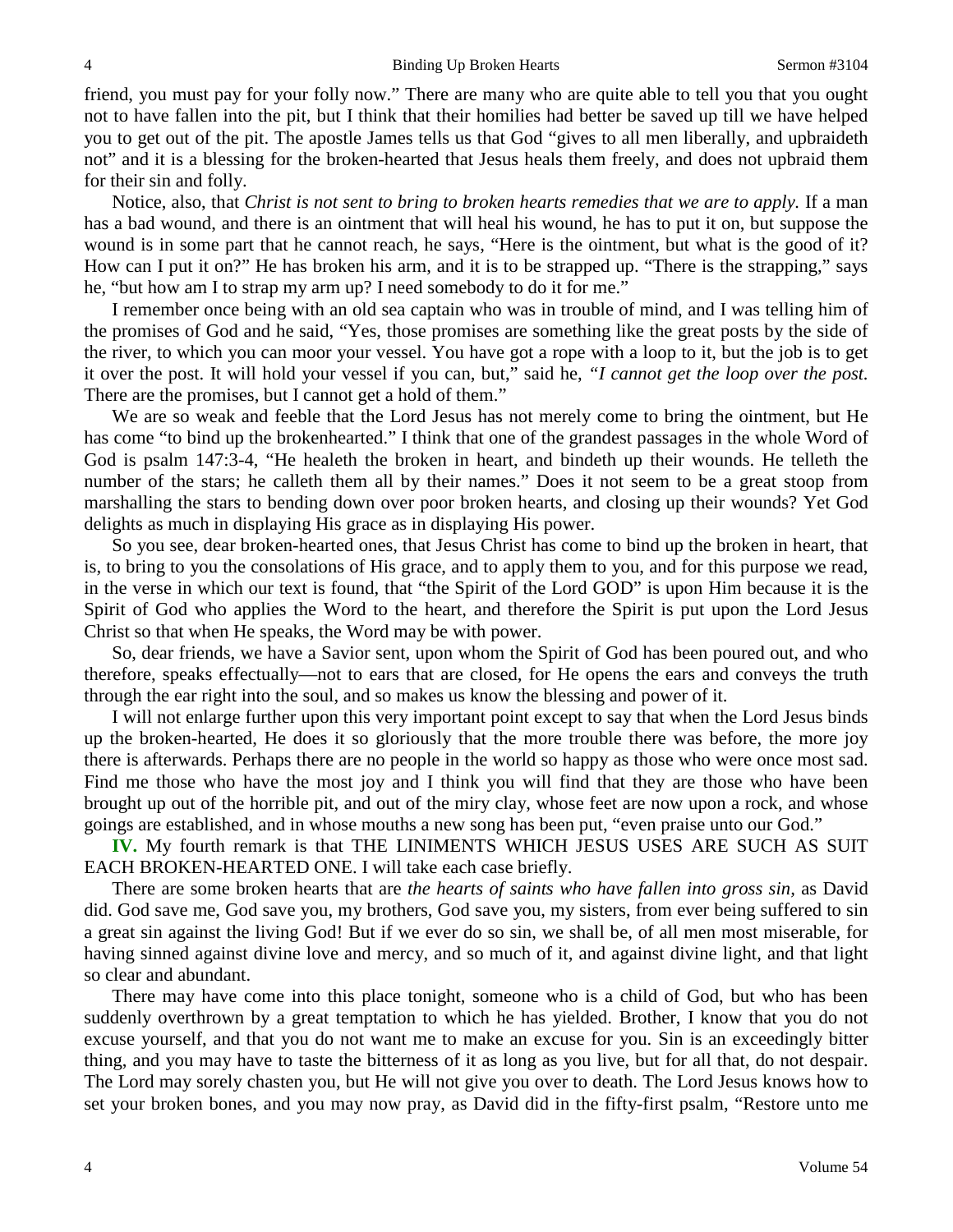friend, you must pay for your folly now." There are many who are quite able to tell you that you ought not to have fallen into the pit, but I think that their homilies had better be saved up till we have helped you to get out of the pit. The apostle James tells us that God "gives to all men liberally, and upbraideth not" and it is a blessing for the broken-hearted that Jesus heals them freely, and does not upbraid them for their sin and folly.

Notice, also, that *Christ is not sent to bring to broken hearts remedies that we are to apply.* If a man has a bad wound, and there is an ointment that will heal his wound, he has to put it on, but suppose the wound is in some part that he cannot reach, he says, "Here is the ointment, but what is the good of it? How can I put it on?" He has broken his arm, and it is to be strapped up. "There is the strapping," says he, "but how am I to strap my arm up? I need somebody to do it for me."

I remember once being with an old sea captain who was in trouble of mind, and I was telling him of the promises of God and he said, "Yes, those promises are something like the great posts by the side of the river, to which you can moor your vessel. You have got a rope with a loop to it, but the job is to get it over the post. It will hold your vessel if you can, but," said he, *"I cannot get the loop over the post.* There are the promises, but I cannot get a hold of them."

We are so weak and feeble that the Lord Jesus has not merely come to bring the ointment, but He has come "to bind up the brokenhearted." I think that one of the grandest passages in the whole Word of God is psalm 147:3-4, "He healeth the broken in heart, and bindeth up their wounds. He telleth the number of the stars; he calleth them all by their names." Does it not seem to be a great stoop from marshalling the stars to bending down over poor broken hearts, and closing up their wounds? Yet God delights as much in displaying His grace as in displaying His power.

So you see, dear broken-hearted ones, that Jesus Christ has come to bind up the broken in heart, that is, to bring to you the consolations of His grace, and to apply them to you, and for this purpose we read, in the verse in which our text is found, that "the Spirit of the Lord GOD" is upon Him because it is the Spirit of God who applies the Word to the heart, and therefore the Spirit is put upon the Lord Jesus Christ so that when He speaks, the Word may be with power.

So, dear friends, we have a Savior sent, upon whom the Spirit of God has been poured out, and who therefore, speaks effectually—not to ears that are closed, for He opens the ears and conveys the truth through the ear right into the soul, and so makes us know the blessing and power of it.

I will not enlarge further upon this very important point except to say that when the Lord Jesus binds up the broken-hearted, He does it so gloriously that the more trouble there was before, the more joy there is afterwards. Perhaps there are no people in the world so happy as those who were once most sad. Find me those who have the most joy and I think you will find that they are those who have been brought up out of the horrible pit, and out of the miry clay, whose feet are now upon a rock, and whose goings are established, and in whose mouths a new song has been put, "even praise unto our God."

**IV.** My fourth remark is that THE LINIMENTS WHICH JESUS USES ARE SUCH AS SUIT EACH BROKEN-HEARTED ONE. I will take each case briefly.

There are some broken hearts that are *the hearts of saints who have fallen into gross sin,* as David did. God save me, God save you, my brothers, God save you, my sisters, from ever being suffered to sin a great sin against the living God! But if we ever do so sin, we shall be, of all men most miserable, for having sinned against divine love and mercy, and so much of it, and against divine light, and that light so clear and abundant.

There may have come into this place tonight, someone who is a child of God, but who has been suddenly overthrown by a great temptation to which he has yielded. Brother, I know that you do not excuse yourself, and that you do not want me to make an excuse for you. Sin is an exceedingly bitter thing, and you may have to taste the bitterness of it as long as you live, but for all that, do not despair. The Lord may sorely chasten you, but He will not give you over to death. The Lord Jesus knows how to set your broken bones, and you may now pray, as David did in the fifty-first psalm, "Restore unto me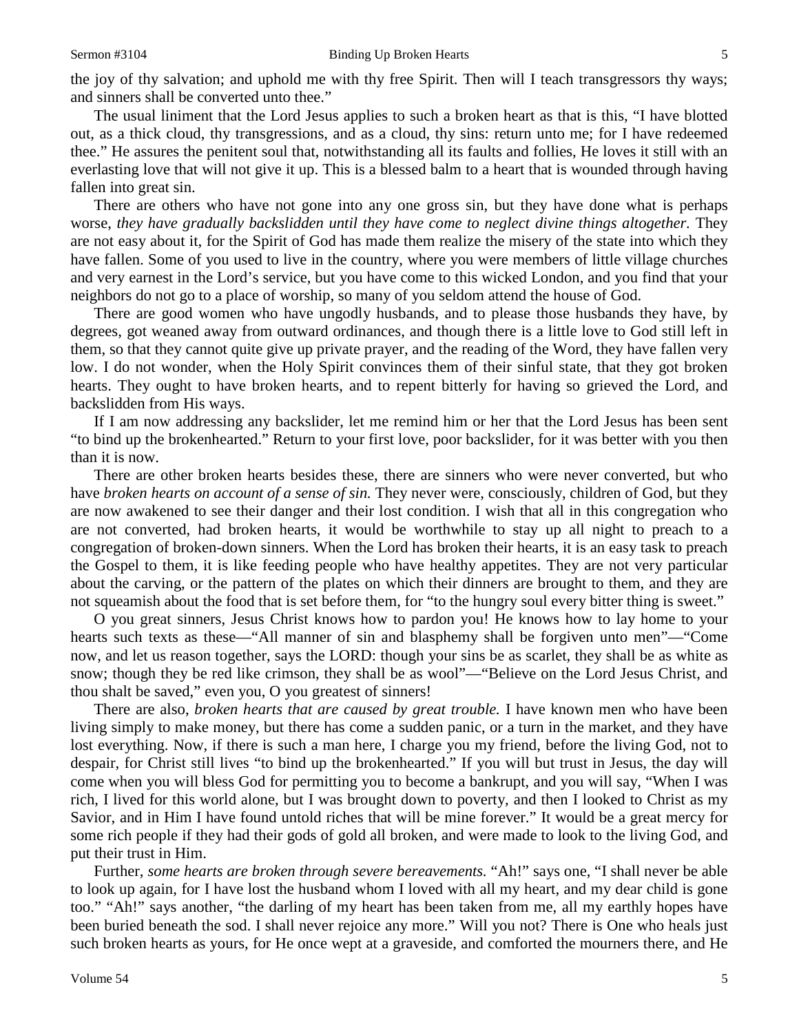the joy of thy salvation; and uphold me with thy free Spirit. Then will I teach transgressors thy ways; and sinners shall be converted unto thee."

The usual liniment that the Lord Jesus applies to such a broken heart as that is this, "I have blotted out, as a thick cloud, thy transgressions, and as a cloud, thy sins: return unto me; for I have redeemed thee." He assures the penitent soul that, notwithstanding all its faults and follies, He loves it still with an everlasting love that will not give it up. This is a blessed balm to a heart that is wounded through having fallen into great sin.

There are others who have not gone into any one gross sin, but they have done what is perhaps worse, *they have gradually backslidden until they have come to neglect divine things altogether.* They are not easy about it, for the Spirit of God has made them realize the misery of the state into which they have fallen. Some of you used to live in the country, where you were members of little village churches and very earnest in the Lord's service, but you have come to this wicked London, and you find that your neighbors do not go to a place of worship, so many of you seldom attend the house of God.

There are good women who have ungodly husbands, and to please those husbands they have, by degrees, got weaned away from outward ordinances, and though there is a little love to God still left in them, so that they cannot quite give up private prayer, and the reading of the Word, they have fallen very low. I do not wonder, when the Holy Spirit convinces them of their sinful state, that they got broken hearts. They ought to have broken hearts, and to repent bitterly for having so grieved the Lord, and backslidden from His ways.

If I am now addressing any backslider, let me remind him or her that the Lord Jesus has been sent "to bind up the brokenhearted." Return to your first love, poor backslider, for it was better with you then than it is now.

There are other broken hearts besides these, there are sinners who were never converted, but who have *broken hearts on account of a sense of sin.* They never were, consciously, children of God, but they are now awakened to see their danger and their lost condition. I wish that all in this congregation who are not converted, had broken hearts, it would be worthwhile to stay up all night to preach to a congregation of broken-down sinners. When the Lord has broken their hearts, it is an easy task to preach the Gospel to them, it is like feeding people who have healthy appetites. They are not very particular about the carving, or the pattern of the plates on which their dinners are brought to them, and they are not squeamish about the food that is set before them, for "to the hungry soul every bitter thing is sweet."

O you great sinners, Jesus Christ knows how to pardon you! He knows how to lay home to your hearts such texts as these—"All manner of sin and blasphemy shall be forgiven unto men"—"Come now, and let us reason together, says the LORD: though your sins be as scarlet, they shall be as white as snow; though they be red like crimson, they shall be as wool"—"Believe on the Lord Jesus Christ, and thou shalt be saved," even you, O you greatest of sinners!

There are also, *broken hearts that are caused by great trouble.* I have known men who have been living simply to make money, but there has come a sudden panic, or a turn in the market, and they have lost everything. Now, if there is such a man here, I charge you my friend, before the living God, not to despair, for Christ still lives "to bind up the brokenhearted." If you will but trust in Jesus, the day will come when you will bless God for permitting you to become a bankrupt, and you will say, "When I was rich, I lived for this world alone, but I was brought down to poverty, and then I looked to Christ as my Savior, and in Him I have found untold riches that will be mine forever." It would be a great mercy for some rich people if they had their gods of gold all broken, and were made to look to the living God, and put their trust in Him.

Further, *some hearts are broken through severe bereavements.* "Ah!" says one, "I shall never be able to look up again, for I have lost the husband whom I loved with all my heart, and my dear child is gone too." "Ah!" says another, "the darling of my heart has been taken from me, all my earthly hopes have been buried beneath the sod. I shall never rejoice any more." Will you not? There is One who heals just such broken hearts as yours, for He once wept at a graveside, and comforted the mourners there, and He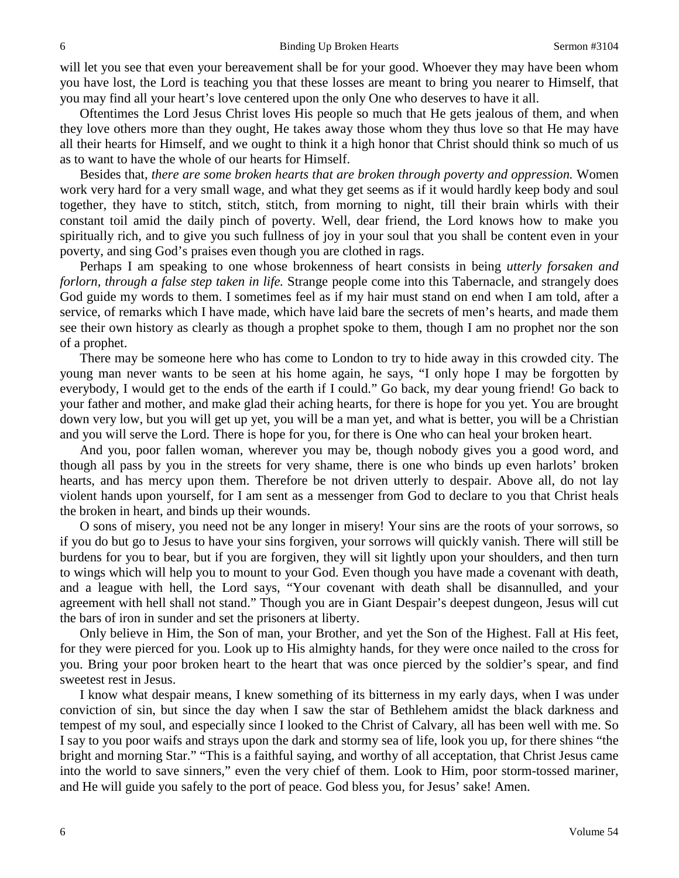will let you see that even your bereavement shall be for your good. Whoever they may have been whom you have lost, the Lord is teaching you that these losses are meant to bring you nearer to Himself, that you may find all your heart's love centered upon the only One who deserves to have it all.

Oftentimes the Lord Jesus Christ loves His people so much that He gets jealous of them, and when they love others more than they ought, He takes away those whom they thus love so that He may have all their hearts for Himself, and we ought to think it a high honor that Christ should think so much of us as to want to have the whole of our hearts for Himself.

Besides that, *there are some broken hearts that are broken through poverty and oppression.* Women work very hard for a very small wage, and what they get seems as if it would hardly keep body and soul together, they have to stitch, stitch, stitch, from morning to night, till their brain whirls with their constant toil amid the daily pinch of poverty. Well, dear friend, the Lord knows how to make you spiritually rich, and to give you such fullness of joy in your soul that you shall be content even in your poverty, and sing God's praises even though you are clothed in rags.

Perhaps I am speaking to one whose brokenness of heart consists in being *utterly forsaken and forlorn, through a false step taken in life.* Strange people come into this Tabernacle, and strangely does God guide my words to them. I sometimes feel as if my hair must stand on end when I am told, after a service, of remarks which I have made, which have laid bare the secrets of men's hearts, and made them see their own history as clearly as though a prophet spoke to them, though I am no prophet nor the son of a prophet.

There may be someone here who has come to London to try to hide away in this crowded city. The young man never wants to be seen at his home again, he says, "I only hope I may be forgotten by everybody, I would get to the ends of the earth if I could." Go back, my dear young friend! Go back to your father and mother, and make glad their aching hearts, for there is hope for you yet. You are brought down very low, but you will get up yet, you will be a man yet, and what is better, you will be a Christian and you will serve the Lord. There is hope for you, for there is One who can heal your broken heart.

And you, poor fallen woman, wherever you may be, though nobody gives you a good word, and though all pass by you in the streets for very shame, there is one who binds up even harlots' broken hearts, and has mercy upon them. Therefore be not driven utterly to despair. Above all, do not lay violent hands upon yourself, for I am sent as a messenger from God to declare to you that Christ heals the broken in heart, and binds up their wounds.

O sons of misery, you need not be any longer in misery! Your sins are the roots of your sorrows, so if you do but go to Jesus to have your sins forgiven, your sorrows will quickly vanish. There will still be burdens for you to bear, but if you are forgiven, they will sit lightly upon your shoulders, and then turn to wings which will help you to mount to your God. Even though you have made a covenant with death, and a league with hell, the Lord says, "Your covenant with death shall be disannulled, and your agreement with hell shall not stand." Though you are in Giant Despair's deepest dungeon, Jesus will cut the bars of iron in sunder and set the prisoners at liberty.

Only believe in Him, the Son of man, your Brother, and yet the Son of the Highest. Fall at His feet, for they were pierced for you. Look up to His almighty hands, for they were once nailed to the cross for you. Bring your poor broken heart to the heart that was once pierced by the soldier's spear, and find sweetest rest in Jesus.

I know what despair means, I knew something of its bitterness in my early days, when I was under conviction of sin, but since the day when I saw the star of Bethlehem amidst the black darkness and tempest of my soul, and especially since I looked to the Christ of Calvary, all has been well with me. So I say to you poor waifs and strays upon the dark and stormy sea of life, look you up, for there shines "the bright and morning Star." "This is a faithful saying, and worthy of all acceptation, that Christ Jesus came into the world to save sinners," even the very chief of them. Look to Him, poor storm-tossed mariner, and He will guide you safely to the port of peace. God bless you, for Jesus' sake! Amen.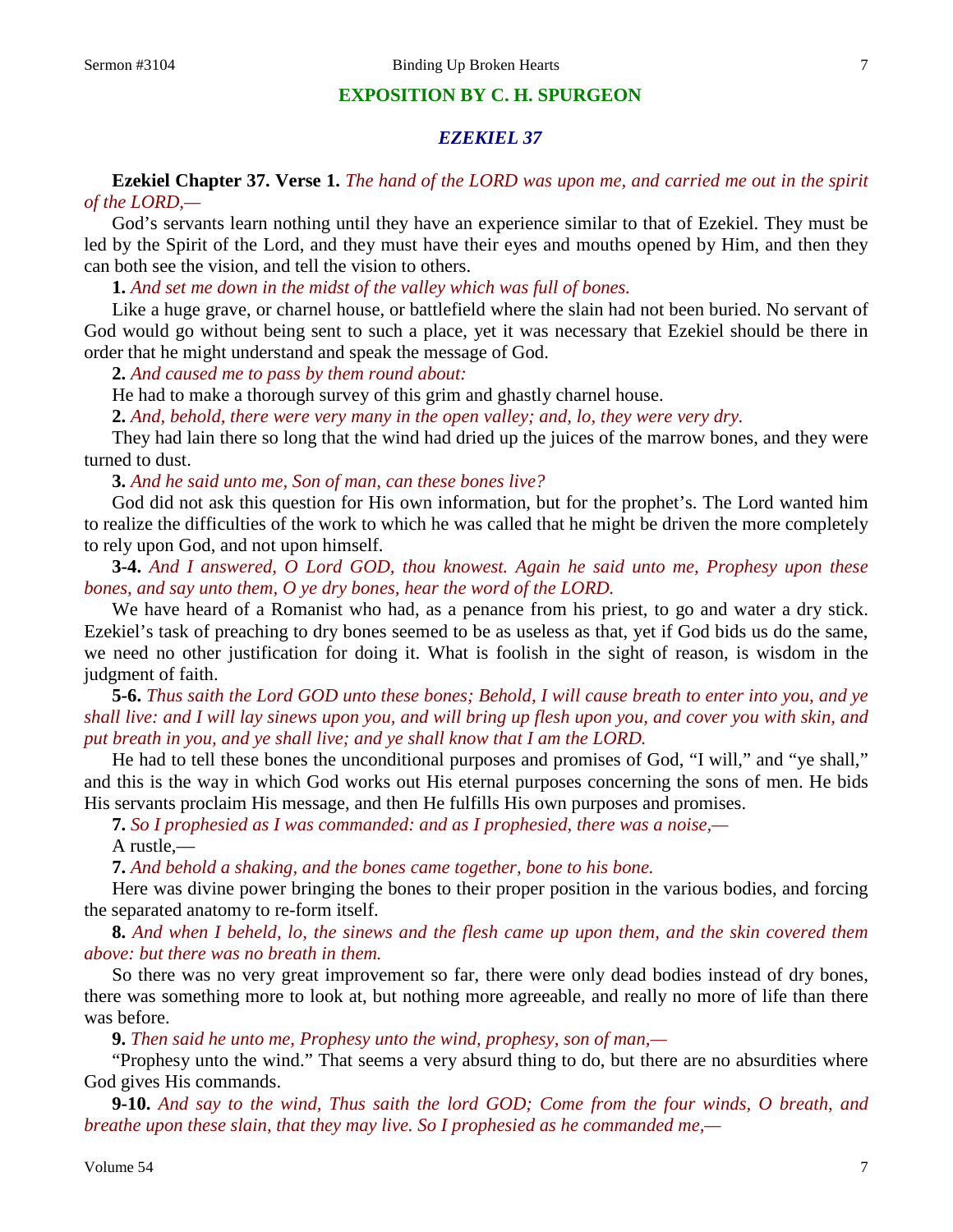## EXPOSITION BY C. H. SPURGEON

### *EZEKIEL 37*

**Ezekiel Chapter 37. Verse 1.** *The hand of the LORD was upon me, and carried me out in the spirit of the LORD,—*

God's servants learn nothing until they have an experience similar to that of Ezekiel. They must be led by the Spirit of the Lord, and they must have their eyes and mouths opened by Him, and then they can both see the vision, and tell the vision to others.

**1.** *And set me down in the midst of the valley which was full of bones.*

Like a huge grave, or charnel house, or battlefield where the slain had not been buried. No servant of God would go without being sent to such a place, yet it was necessary that Ezekiel should be there in order that he might understand and speak the message of God.

**2.** *And caused me to pass by them round about:*

He had to make a thorough survey of this grim and ghastly charnel house.

**2.** *And, behold, there were very many in the open valley; and, lo, they were very dry.*

They had lain there so long that the wind had dried up the juices of the marrow bones, and they were turned to dust.

**3.** *And he said unto me, Son of man, can these bones live?*

God did not ask this question for His own information, but for the prophet's. The Lord wanted him to realize the difficulties of the work to which he was called that he might be driven the more completely to rely upon God, and not upon himself.

**3-4.** *And I answered, O Lord GOD, thou knowest. Again he said unto me, Prophesy upon these bones, and say unto them, O ye dry bones, hear the word of the LORD.*

We have heard of a Romanist who had, as a penance from his priest, to go and water a dry stick. Ezekiel's task of preaching to dry bones seemed to be as useless as that, yet if God bids us do the same, we need no other justification for doing it. What is foolish in the sight of reason, is wisdom in the judgment of faith.

**5-6.** *Thus saith the Lord GOD unto these bones; Behold, I will cause breath to enter into you, and ye shall live: and I will lay sinews upon you, and will bring up flesh upon you, and cover you with skin, and put breath in you, and ye shall live; and ye shall know that I am the LORD.*

He had to tell these bones the unconditional purposes and promises of God, "I will," and "ye shall," and this is the way in which God works out His eternal purposes concerning the sons of men. He bids His servants proclaim His message, and then He fulfills His own purposes and promises.

**7.** *So I prophesied as I was commanded: and as I prophesied, there was a noise,—*

A rustle,—

**7.** *And behold a shaking, and the bones came together, bone to his bone.*

Here was divine power bringing the bones to their proper position in the various bodies, and forcing the separated anatomy to re-form itself.

**8.** *And when I beheld, lo, the sinews and the flesh came up upon them, and the skin covered them above: but there was no breath in them.*

So there was no very great improvement so far, there were only dead bodies instead of dry bones, there was something more to look at, but nothing more agreeable, and really no more of life than there was before.

**9.** *Then said he unto me, Prophesy unto the wind, prophesy, son of man,—*

"Prophesy unto the wind." That seems a very absurd thing to do, but there are no absurdities where God gives His commands.

**9-10.** *And say to the wind, Thus saith the lord GOD; Come from the four winds, O breath, and breathe upon these slain, that they may live. So I prophesied as he commanded me,—*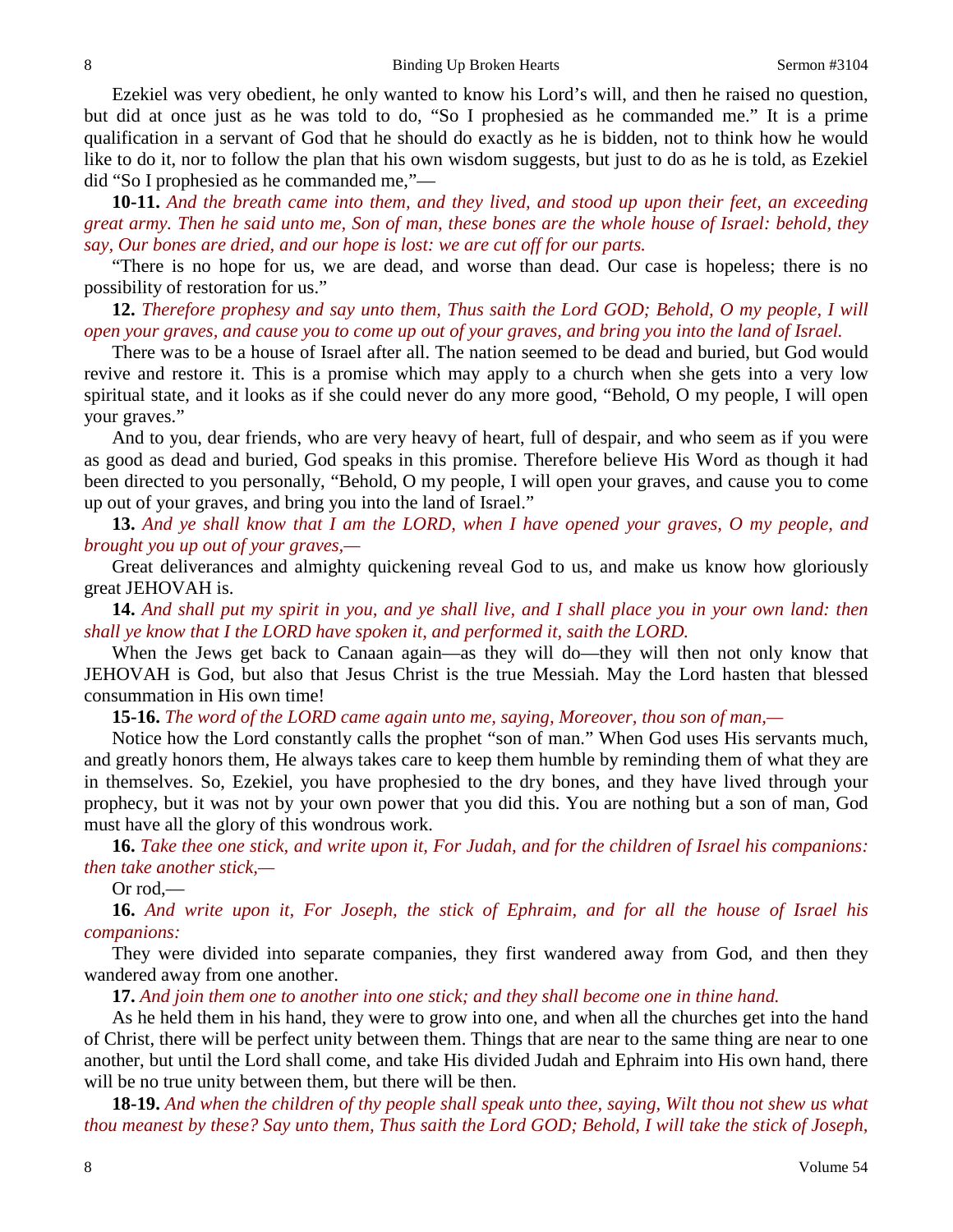Ezekiel was very obedient, he only wanted to know his Lord's will, and then he raised no question, but did at once just as he was told to do, "So I prophesied as he commanded me." It is a prime qualification in a servant of God that he should do exactly as he is bidden, not to think how he would like to do it, nor to follow the plan that his own wisdom suggests, but just to do as he is told, as Ezekiel did "So I prophesied as he commanded me,"—

**10-11.** *And the breath came into them, and they lived, and stood up upon their feet, an exceeding great army. Then he said unto me, Son of man, these bones are the whole house of Israel: behold, they say, Our bones are dried, and our hope is lost: we are cut off for our parts.*

"There is no hope for us, we are dead, and worse than dead. Our case is hopeless; there is no possibility of restoration for us."

**12.** *Therefore prophesy and say unto them, Thus saith the Lord GOD; Behold, O my people, I will open your graves, and cause you to come up out of your graves, and bring you into the land of Israel.*

There was to be a house of Israel after all. The nation seemed to be dead and buried, but God would revive and restore it. This is a promise which may apply to a church when she gets into a very low spiritual state, and it looks as if she could never do any more good, "Behold, O my people, I will open your graves."

And to you, dear friends, who are very heavy of heart, full of despair, and who seem as if you were as good as dead and buried, God speaks in this promise. Therefore believe His Word as though it had been directed to you personally, "Behold, O my people, I will open your graves, and cause you to come up out of your graves, and bring you into the land of Israel."

**13.** *And ye shall know that I am the LORD, when I have opened your graves, O my people, and brought you up out of your graves,—*

Great deliverances and almighty quickening reveal God to us, and make us know how gloriously great JEHOVAH is.

**14.** *And shall put my spirit in you, and ye shall live, and I shall place you in your own land: then shall ye know that I the LORD have spoken it, and performed it, saith the LORD.*

When the Jews get back to Canaan again—as they will do—they will then not only know that JEHOVAH is God, but also that Jesus Christ is the true Messiah. May the Lord hasten that blessed consummation in His own time!

**15-16.** *The word of the LORD came again unto me, saying, Moreover, thou son of man,—*

Notice how the Lord constantly calls the prophet "son of man." When God uses His servants much, and greatly honors them, He always takes care to keep them humble by reminding them of what they are in themselves. So, Ezekiel, you have prophesied to the dry bones, and they have lived through your prophecy, but it was not by your own power that you did this. You are nothing but a son of man, God must have all the glory of this wondrous work.

**16.** *Take thee one stick, and write upon it, For Judah, and for the children of Israel his companions: then take another stick,—*

Or rod,—

**16.** *And write upon it, For Joseph, the stick of Ephraim, and for all the house of Israel his companions:*

They were divided into separate companies, they first wandered away from God, and then they wandered away from one another.

**17.** *And join them one to another into one stick; and they shall become one in thine hand.*

As he held them in his hand, they were to grow into one, and when all the churches get into the hand of Christ, there will be perfect unity between them. Things that are near to the same thing are near to one another, but until the Lord shall come, and take His divided Judah and Ephraim into His own hand, there will be no true unity between them, but there will be then.

**18-19.** *And when the children of thy people shall speak unto thee, saying, Wilt thou not shew us what thou meanest by these? Say unto them, Thus saith the Lord GOD; Behold, I will take the stick of Joseph,*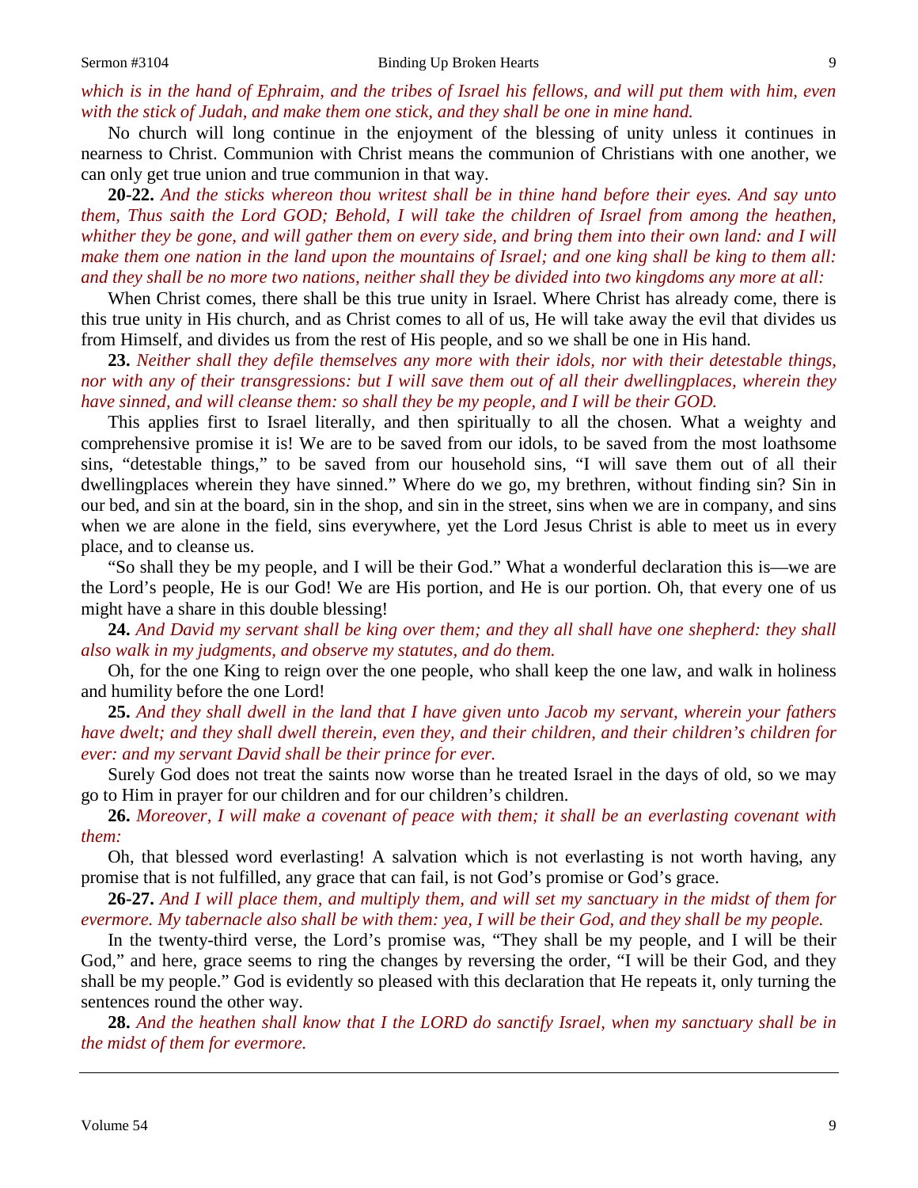*which is in the hand of Ephraim, and the tribes of Israel his fellows, and will put them with him, even with the stick of Judah, and make them one stick, and they shall be one in mine hand.*

No church will long continue in the enjoyment of the blessing of unity unless it continues in nearness to Christ. Communion with Christ means the communion of Christians with one another, we can only get true union and true communion in that way.

**20-22.** *And the sticks whereon thou writest shall be in thine hand before their eyes. And say unto them, Thus saith the Lord GOD; Behold, I will take the children of Israel from among the heathen, whither they be gone, and will gather them on every side, and bring them into their own land: and I will make them one nation in the land upon the mountains of Israel; and one king shall be king to them all: and they shall be no more two nations, neither shall they be divided into two kingdoms any more at all:*

When Christ comes, there shall be this true unity in Israel. Where Christ has already come, there is this true unity in His church, and as Christ comes to all of us, He will take away the evil that divides us from Himself, and divides us from the rest of His people, and so we shall be one in His hand.

**23.** *Neither shall they defile themselves any more with their idols, nor with their detestable things, nor with any of their transgressions: but I will save them out of all their dwellingplaces, wherein they have sinned, and will cleanse them: so shall they be my people, and I will be their GOD.*

This applies first to Israel literally, and then spiritually to all the chosen. What a weighty and comprehensive promise it is! We are to be saved from our idols, to be saved from the most loathsome sins, "detestable things," to be saved from our household sins, "I will save them out of all their dwellingplaces wherein they have sinned." Where do we go, my brethren, without finding sin? Sin in our bed, and sin at the board, sin in the shop, and sin in the street, sins when we are in company, and sins when we are alone in the field, sins everywhere, yet the Lord Jesus Christ is able to meet us in every place, and to cleanse us.

"So shall they be my people, and I will be their God." What a wonderful declaration this is—we are the Lord's people, He is our God! We are His portion, and He is our portion. Oh, that every one of us might have a share in this double blessing!

**24.** *And David my servant shall be king over them; and they all shall have one shepherd: they shall also walk in my judgments, and observe my statutes, and do them.*

Oh, for the one King to reign over the one people, who shall keep the one law, and walk in holiness and humility before the one Lord!

**25.** *And they shall dwell in the land that I have given unto Jacob my servant, wherein your fathers have dwelt; and they shall dwell therein, even they, and their children, and their children's children for ever: and my servant David shall be their prince for ever.*

Surely God does not treat the saints now worse than he treated Israel in the days of old, so we may go to Him in prayer for our children and for our children's children.

**26.** *Moreover, I will make a covenant of peace with them; it shall be an everlasting covenant with them:*

Oh, that blessed word everlasting! A salvation which is not everlasting is not worth having, any promise that is not fulfilled, any grace that can fail, is not God's promise or God's grace.

**26-27.** *And I will place them, and multiply them, and will set my sanctuary in the midst of them for evermore. My tabernacle also shall be with them: yea, I will be their God, and they shall be my people.*

In the twenty-third verse, the Lord's promise was, "They shall be my people, and I will be their God," and here, grace seems to ring the changes by reversing the order, "I will be their God, and they shall be my people." God is evidently so pleased with this declaration that He repeats it, only turning the sentences round the other way.

**28.** *And the heathen shall know that I the LORD do sanctify Israel, when my sanctuary shall be in the midst of them for evermore.*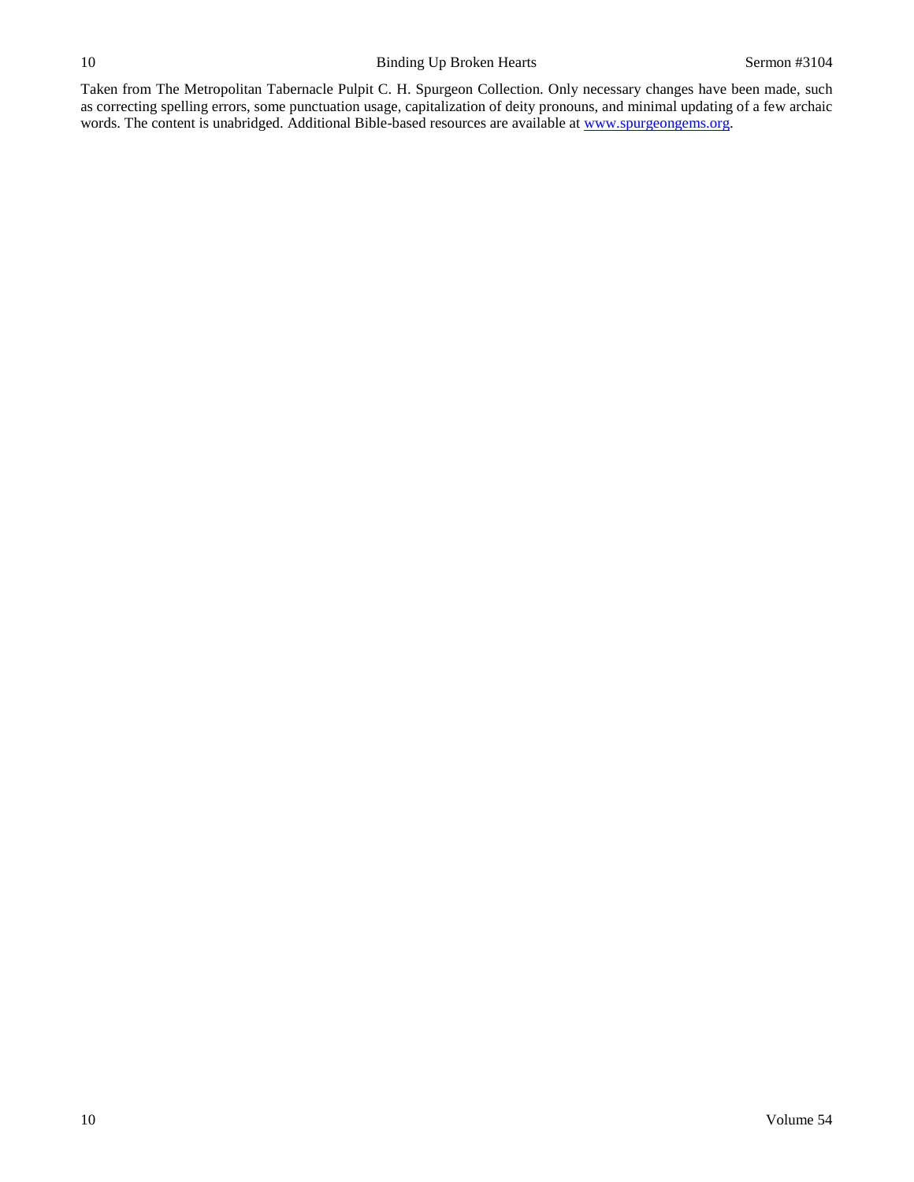Taken from The Metropolitan Tabernacle Pulpit C. H. Spurgeon Collection. Only necessary changes have been made, such as correcting spelling errors, some punctuation usage, capitalization of deity pronouns, and minimal updating of a few archaic words. The content is unabridged. Additional Bible-based resources are available at www.spurgeongems.org.